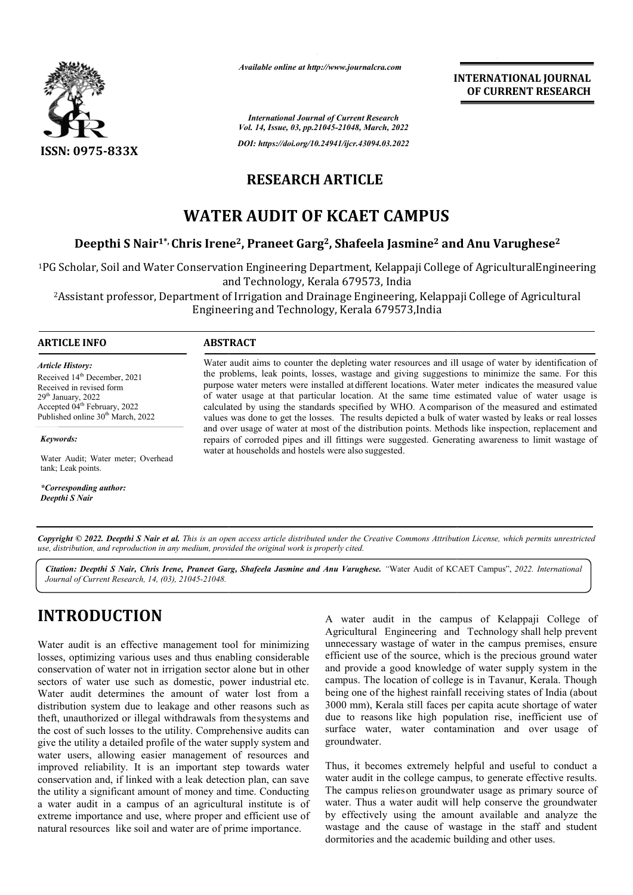Available online at http://www.journalcra.com

**INTERNATIONAL JOURNAL OF CURRENT RESEARCH**

International Journal of Current Research
Vol. 14, Issue, 03, pp.21045-21048, March, 2022

DOI: https://doi.org/10.24941/ijcr.43094.03.2022

ISSN: 0975-833X

**RESEARCH ARTICLE**

# WATER AUDIT OF KCAET CAMPUS

**Deepthi S Nair[1*], Chris Irene[2], Praneet Garg[2], Shafeela Jasmine[2] and Anu Varughese[2]**

[1]PG Scholar, Soil and Water Conservation Engineering Department, Kelappaji College of AgriculturalEngineering and Technology, Kerala 679573, India

[2]Assistant professor, Department of Irrigation and Drainage Engineering, Kelappaji College of Agricultural Engineering and Technology, Kerala 679573,India

**ARTICLE INFO**

*Article History:*
Received 14th December, 2021
Received in revised form
29th January, 2022
Accepted 04th February, 2022
Published online 30th March, 2022

*Keywords:*
Water Audit; Water meter; Overhead tank; Leak points.

*\*Corresponding author:*
*Deepthi S Nair*

**ABSTRACT**

Water audit aims to counter the depleting water resources and ill usage of water by identification of the problems, leak points, losses, wastage and giving suggestions to minimize the same. For this purpose water meters were installed at different locations. Water meter indicates the measured value of water usage at that particular location. At the same time estimated value of water usage is calculated by using the standards specified by WHO. A comparison of the measured and estimated values was done to get the losses. The results depicted a bulk of water wasted by leaks or real losses and over usage of water at most of the distribution points. Methods like inspection, replacement and repairs of corroded pipes and ill fittings were suggested. Generating awareness to limit wastage of water at households and hostels were also suggested.

*Copyright © 2022. Deepthi S Nair et al. This is an open access article distributed under the Creative Commons Attribution License, which permits unrestricted use, distribution, and reproduction in any medium, provided the original work is properly cited.*

***Citation:** Deepthi S Nair, Chris Irene, Praneet Garg, Shafeela Jasmine and Anu Varughese. "Water Audit of KCAET Campus", 2022. International Journal of Current Research, 14, (03), 21045-21048.*

## INTRODUCTION

Water audit is an effective management tool for minimizing losses, optimizing various uses and thus enabling considerable conservation of water not in irrigation sector alone but in other sectors of water use such as domestic, power industrial etc. Water audit determines the amount of water lost from a distribution system due to leakage and other reasons such as theft, unauthorized or illegal withdrawals from thesystems and the cost of such losses to the utility. Comprehensive audits can give the utility a detailed profile of the water supply system and water users, allowing easier management of resources and improved reliability. It is an important step towards water conservation and, if linked with a leak detection plan, can save the utility a significant amount of money and time. Conducting a water audit in a campus of an agricultural institute is of extreme importance and use, where proper and efficient use of natural resources like soil and water are of prime importance.

A water audit in the campus of Kelappaji College of Agricultural Engineering and Technology shall help prevent unnecessary wastage of water in the campus premises, ensure efficient use of the source, which is the precious ground water and provide a good knowledge of water supply system in the campus. The location of college is in Tavanur, Kerala. Though being one of the highest rainfall receiving states of India (about 3000 mm), Kerala still faces per capita acute shortage of water due to reasons like high population rise, inefficient use of surface water, water contamination and over usage of groundwater.

Thus, it becomes extremely helpful and useful to conduct a water audit in the college campus, to generate effective results. The campus relieson groundwater usage as primary source of water. Thus a water audit will help conserve the groundwater by effectively using the amount available and analyze the wastage and the cause of wastage in the staff and student dormitories and the academic building and other uses.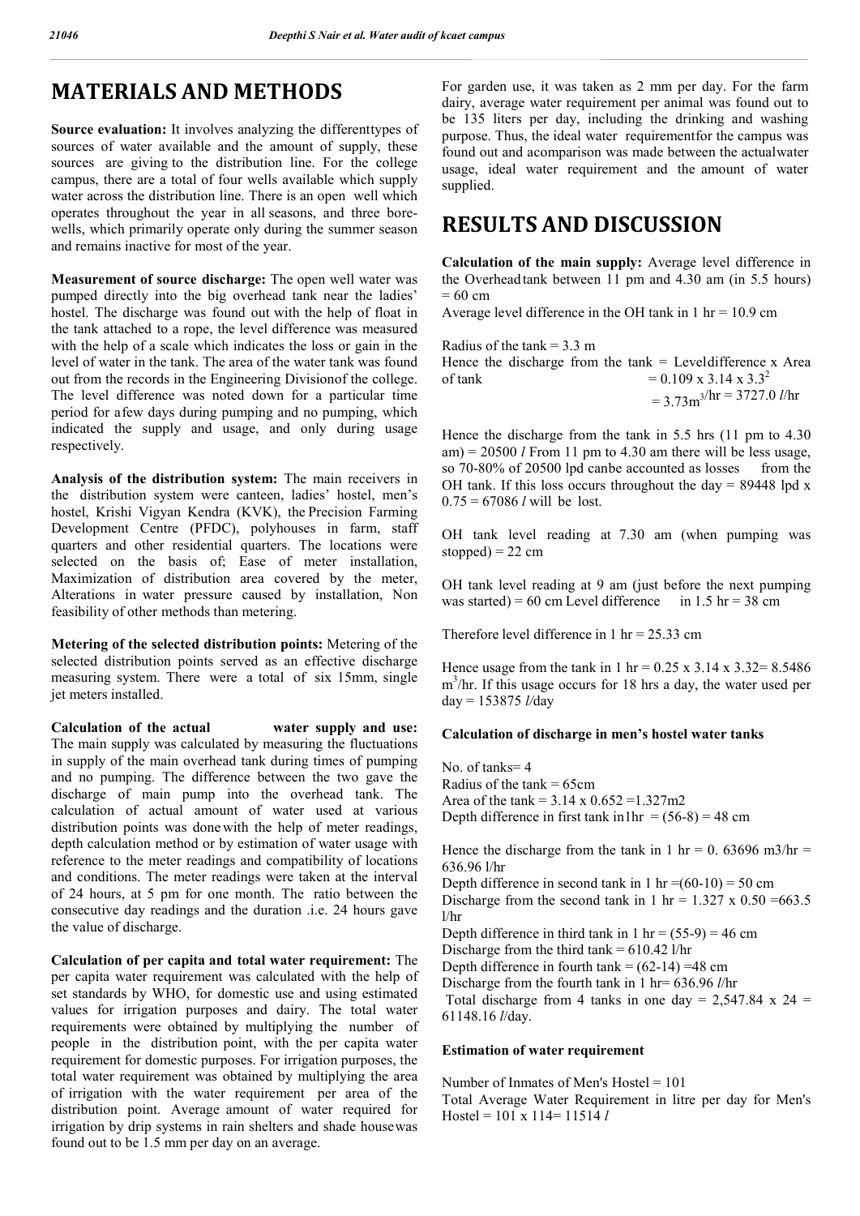# MATERIALS AND METHODS

**Source evaluation:** It involves analyzing the differenttypes of sources of water available and the amount of supply, these sources are giving to the distribution line. For the college campus, there are a total of four wells available which supply water across the distribution line. There is an open well which operates throughout the year in all seasons, and three bore-wells, which primarily operate only during the summer season and remains inactive for most of the year.

**Measurement of source discharge:** The open well water was pumped directly into the big overhead tank near the ladies' hostel. The discharge was found out with the help of float in the tank attached to a rope, the level difference was measured with the help of a scale which indicates the loss or gain in the level of water in the tank. The area of the water tank was found out from the records in the Engineering Divisionof the college. The level difference was noted down for a particular time period for afew days during pumping and no pumping, which indicated the supply and usage, and only during usage respectively.

**Analysis of the distribution system:** The main receivers in the distribution system were canteen, ladies' hostel, men's hostel, Krishi Vigyan Kendra (KVK), the Precision Farming Development Centre (PFDC), polyhouses in farm, staff quarters and other residential quarters. The locations were selected on the basis of; Ease of meter installation, Maximization of distribution area covered by the meter, Alterations in water pressure caused by installation, Non feasibility of other methods than metering.

**Metering of the selected distribution points:** Metering of the selected distribution points served as an effective discharge measuring system. There were a total of six 15mm, single jet meters installed.

**Calculation of the actual water supply and use:** The main supply was calculated by measuring the fluctuations in supply of the main overhead tank during times of pumping and no pumping. The difference between the two gave the discharge of main pump into the overhead tank. The calculation of actual amount of water used at various distribution points was donewith the help of meter readings, depth calculation method or by estimation of water usage with reference to the meter readings and compatibility of locations and conditions. The meter readings were taken at the interval of 24 hours, at 5 pm for one month. The ratio between the consecutive day readings and the duration .i.e. 24 hours gave the value of discharge.

**Calculation of per capita and total water requirement:** The per capita water requirement was calculated with the help of set standards by WHO, for domestic use and using estimated values for irrigation purposes and dairy. The total water requirements were obtained by multiplying the number of people in the distribution point, with the per capita water requirement for domestic purposes. For irrigation purposes, the total water requirement was obtained by multiplying the area of irrigation with the water requirement per area of the distribution point. Average amount of water required for irrigation by drip systems in rain shelters and shade housewas found out to be 1.5 mm per day on an average.

For garden use, it was taken as 2 mm per day. For the farm dairy, average water requirement per animal was found out to be 135 liters per day, including the drinking and washing purpose. Thus, the ideal water requirementfor the campus was found out and acomparison was made between the actualwater usage, ideal water requirement and the amount of water supplied.

# RESULTS AND DISCUSSION

**Calculation of the main supply:** Average level difference in the Overheadtank between 11 pm and 4.30 am (in 5.5 hours) = 60 cm

Average level difference in the OH tank in 1 hr = 10.9 cm

Radius of the tank = 3.3 m

Hence the discharge from the tank = Leveldifference x Area of tank $= 0.109 \times 3.14 \times 3.3^2$

$= 3.73 m^3/hr = 3727.0$ *l*/hr

Hence the discharge from the tank in 5.5 hrs (11 pm to 4.30 am) = 20500 *l* From 11 pm to 4.30 am there will be less usage, so 70-80% of 20500 lpd canbe accounted as losses from the OH tank. If this loss occurs throughout the day = 89448 lpd x 0.75 = 67086 *l* will be lost.

OH tank level reading at 7.30 am (when pumping was stopped) = 22 cm

OH tank level reading at 9 am (just before the next pumping was started) = 60 cm Level difference in 1.5 hr = 38 cm

Therefore level difference in 1 hr = 25.33 cm

Hence usage from the tank in 1 hr = 0.25 x 3.14 x 3.32= 8.5486 $m^3$/hr. If this usage occurs for 18 hrs a day, the water used per day = 153875 *l*/day

**Calculation of discharge in men's hostel water tanks**

No. of tanks= 4

Radius of the tank = 65cm

Area of the tank = 3.14 x 0.652 =1.327m2

Depth difference in first tank in1hr = (56-8) = 48 cm

Hence the discharge from the tank in 1 hr = 0. 63696 m3/hr = 636.96 l/hr

Depth difference in second tank in 1 hr =(60-10) = 50 cm

Discharge from the second tank in 1 hr = 1.327 x 0.50 =663.5 l/hr

Depth difference in third tank in 1 hr = (55-9) = 46 cm

Discharge from the third tank = 610.42 l/hr

Depth difference in fourth tank = (62-14) =48 cm

Discharge from the fourth tank in 1 hr= 636.96 *l*/hr

Total discharge from 4 tanks in one day = 2,547.84 x 24 = 61148.16 *l*/day.

**Estimation of water requirement**

Number of Inmates of Men's Hostel = 101

Total Average Water Requirement in litre per day for Men's Hostel = 101 x 114= 11514 *l*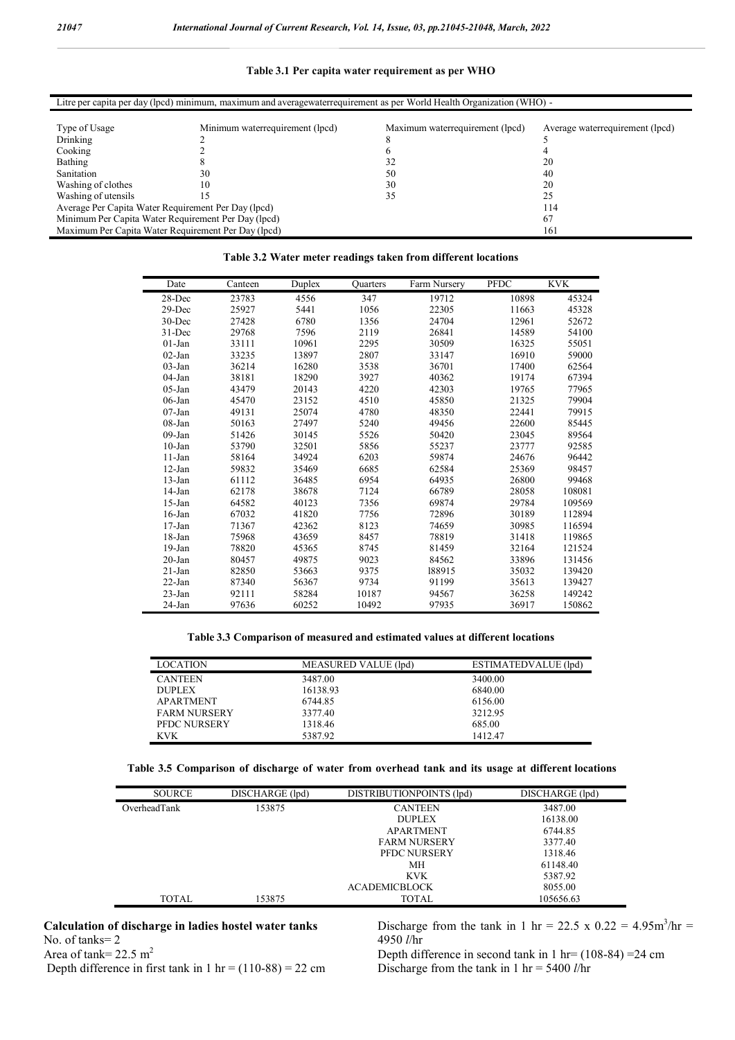**Table 3.1 Per capita water requirement as per WHO**

| Litre per capita per day (lpcd) minimum, maximum and averagewaterrequirement as per World Health Organization (WHO) - | | | |
|---|---|---|---|
| Type of Usage | Minimum waterrequirement (lpcd) | Maximum waterrequirement (lpcd) | Average waterrequirement (lpcd) |
| Drinking | 2 | 8 | 5 |
| Cooking | 2 | 6 | 4 |
| Bathing | 8 | 32 | 20 |
| Sanitation | 30 | 50 | 40 |
| Washing of clothes | 10 | 30 | 20 |
| Washing of utensils | 15 | 35 | 25 |
| Average Per Capita Water Requirement Per Day (lpcd) | | | 114 |
| Minimum Per Capita Water Requirement Per Day (lpcd) | | | 67 |
| Maximum Per Capita Water Requirement Per Day (lpcd) | | | 161 |

**Table 3.2 Water meter readings taken from different locations**

| Date | Canteen | Duplex | Quarters | Farm Nursery | PFDC | KVK |
|---|---|---|---|---|---|---|
| 28-Dec | 23783 | 4556 | 347 | 19712 | 10898 | 45324 |
| 29-Dec | 25927 | 5441 | 1056 | 22305 | 11663 | 45328 |
| 30-Dec | 27428 | 6780 | 1356 | 24704 | 12961 | 52672 |
| 31-Dec | 29768 | 7596 | 2119 | 26841 | 14589 | 54100 |
| 01-Jan | 33111 | 10961 | 2295 | 30509 | 16325 | 55051 |
| 02-Jan | 33235 | 13897 | 2807 | 33147 | 16910 | 59000 |
| 03-Jan | 36214 | 16280 | 3538 | 36701 | 17400 | 62564 |
| 04-Jan | 38181 | 18290 | 3927 | 40362 | 19174 | 67394 |
| 05-Jan | 43479 | 20143 | 4220 | 42303 | 19765 | 77965 |
| 06-Jan | 45470 | 23152 | 4510 | 45850 | 21325 | 79904 |
| 07-Jan | 49131 | 25074 | 4780 | 48350 | 22441 | 79915 |
| 08-Jan | 50163 | 27497 | 5240 | 49456 | 22600 | 85445 |
| 09-Jan | 51426 | 30145 | 5526 | 50420 | 23045 | 89564 |
| 10-Jan | 53790 | 32501 | 5856 | 55237 | 23777 | 92585 |
| 11-Jan | 58164 | 34924 | 6203 | 59874 | 24676 | 96442 |
| 12-Jan | 59832 | 35469 | 6685 | 62584 | 25369 | 98457 |
| 13-Jan | 61112 | 36485 | 6954 | 64935 | 26800 | 99468 |
| 14-Jan | 62178 | 38678 | 7124 | 66789 | 28058 | 108081 |
| 15-Jan | 64582 | 40123 | 7356 | 69874 | 29784 | 109569 |
| 16-Jan | 67032 | 41820 | 7756 | 72896 | 30189 | 112894 |
| 17-Jan | 71367 | 42362 | 8123 | 74659 | 30985 | 116594 |
| 18-Jan | 75968 | 43659 | 8457 | 78819 | 31418 | 119865 |
| 19-Jan | 78820 | 45365 | 8745 | 81459 | 32164 | 121524 |
| 20-Jan | 80457 | 49875 | 9023 | 84562 | 33896 | 131456 |
| 21-Jan | 82850 | 53663 | 9375 | l88915 | 35032 | 139420 |
| 22-Jan | 87340 | 56367 | 9734 | 91199 | 35613 | 139427 |
| 23-Jan | 92111 | 58284 | 10187 | 94567 | 36258 | 149242 |
| 24-Jan | 97636 | 60252 | 10492 | 97935 | 36917 | 150862 |

**Table 3.3 Comparison of measured and estimated values at different locations**

| LOCATION | MEASURED VALUE (lpd) | ESTIMATEDVALUE (lpd) |
|---|---|---|
| CANTEEN | 3487.00 | 3400.00 |
| DUPLEX | 16138.93 | 6840.00 |
| APARTMENT | 6744.85 | 6156.00 |
| FARM NURSERY | 3377.40 | 3212.95 |
| PFDC NURSERY | 1318.46 | 685.00 |
| KVK | 5387.92 | 1412.47 |

**Table 3.5 Comparison of discharge of water from overhead tank and its usage at different locations**

| SOURCE | DISCHARGE (lpd) | DISTRIBUTIONPOINTS (lpd) | DISCHARGE (lpd) |
|---|---|---|---|
| OverheadTank | 153875 | CANTEEN | 3487.00 |
| | | DUPLEX | 16138.00 |
| | | APARTMENT | 6744.85 |
| | | FARM NURSERY | 3377.40 |
| | | PFDC NURSERY | 1318.46 |
| | | MH | 61148.40 |
| | | KVK | 5387.92 |
| | | ACADEMICBLOCK | 8055.00 |
| TOTAL | 153875 | TOTAL | 105656.63 |

**Calculation of discharge in ladies hostel water tanks**

No. of tanks= 2

Area of tank= 22.5 $m^2$

Depth difference in first tank in 1 hr = (110-88) = 22 cm

Discharge from the tank in 1 hr = 22.5 x 0.22 = 4.95$m^3$/hr = 4950 *l*/hr

Depth difference in second tank in 1 hr= (108-84) =24 cm

Discharge from the tank in 1 hr = 5400 *l*/hr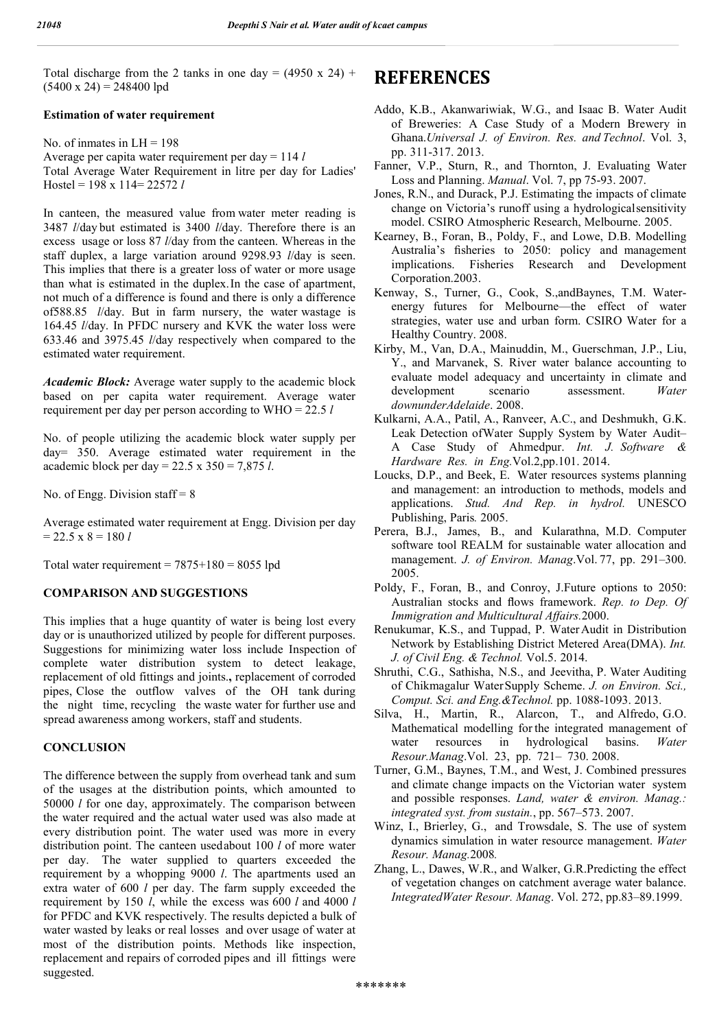Total discharge from the 2 tanks in one day = (4950 x 24) + (5400 x 24) = 248400 lpd

**Estimation of water requirement**

No. of inmates in LH = 198

Average per capita water requirement per day = 114 *l*

Total Average Water Requirement in litre per day for Ladies' Hostel = 198 x 114= 22572 *l*

In canteen, the measured value from water meter reading is 3487 *l*/day but estimated is 3400 *l*/day. Therefore there is an excess usage or loss 87 *l*/day from the canteen. Whereas in the staff duplex, a large variation around 9298.93 *l*/day is seen. This implies that there is a greater loss of water or more usage than what is estimated in the duplex. In the case of apartment, not much of a difference is found and there is only a difference of588.85 *l*/day. But in farm nursery, the water wastage is 164.45 *l*/day. In PFDC nursery and KVK the water loss were 633.46 and 3975.45 *l*/day respectively when compared to the estimated water requirement.

***Academic Block:*** Average water supply to the academic block based on per capita water requirement. Average water requirement per day per person according to WHO = 22.5 *l*

No. of people utilizing the academic block water supply per day= 350. Average estimated water requirement in the academic block per day = 22.5 x 350 = 7,875 *l*.

No. of Engg. Division staff = 8

Average estimated water requirement at Engg. Division per day = 22.5 x 8 = 180 *l*

Total water requirement = 7875+180 = 8055 lpd

## COMPARISON AND SUGGESTIONS

This implies that a huge quantity of water is being lost every day or is unauthorized utilized by people for different purposes. Suggestions for minimizing water loss include Inspection of complete water distribution system to detect leakage, replacement of old fittings and joints**,** replacement of corroded pipes, Close the outflow valves of the OH tank during the night time, recycling the waste water for further use and spread awareness among workers, staff and students.

## CONCLUSION

The difference between the supply from overhead tank and sum of the usages at the distribution points, which amounted to 50000 *l* for one day, approximately. The comparison between the water required and the actual water used was also made at every distribution point. The water used was more in every distribution point. The canteen used about 100 *l* of more water per day. The water supplied to quarters exceeded the requirement by a whopping 9000 *l*. The apartments used an extra water of 600 *l* per day. The farm supply exceeded the requirement by 150 *l*, while the excess was 600 *l* and 4000 *l* for PFDC and KVK respectively. The results depicted a bulk of water wasted by leaks or real losses and over usage of water at most of the distribution points. Methods like inspection, replacement and repairs of corroded pipes and ill fittings were suggested.

# REFERENCES

Addo, K.B., Akanwariwiak, W.G., and Isaac B. Water Audit of Breweries: A Case Study of a Modern Brewery in Ghana.*Universal J. of Environ. Res. and Technol*. Vol. 3, pp. 311-317. 2013.

Fanner, V.P., Sturn, R., and Thornton, J. Evaluating Water Loss and Planning. *Manual*. Vol. 7, pp 75-93. 2007.

Jones, R.N., and Durack, P.J. Estimating the impacts of climate change on Victoria's runoff using a hydrologicalsensitivity model. CSIRO Atmospheric Research, Melbourne. 2005.

Kearney, B., Foran, B., Poldy, F., and Lowe, D.B. Modelling Australia's fisheries to 2050: policy and management implications. Fisheries Research and Development Corporation.2003.

Kenway, S., Turner, G., Cook, S.,andBaynes, T.M. Water-energy futures for Melbourne—the effect of water strategies, water use and urban form. CSIRO Water for a Healthy Country. 2008.

Kirby, M., Van, D.A., Mainuddin, M., Guerschman, J.P., Liu, Y., and Marvanek, S. River water balance accounting to evaluate model adequacy and uncertainty in climate and development scenario assessment. *Water downunderAdelaide*. 2008.

Kulkarni, A.A., Patil, A., Ranveer, A.C., and Deshmukh, G.K. Leak Detection ofWater Supply System by Water Audit– A Case Study of Ahmedpur. *Int. J. Software & Hardware Res. in Eng.*Vol.2,pp.101. 2014.

Loucks, D.P., and Beek, E. Water resources systems planning and management: an introduction to methods, models and applications. *Stud. And Rep. in hydrol.* UNESCO Publishing, Paris*.* 2005.

Perera, B.J., James, B., and Kularathna, M.D. Computer software tool REALM for sustainable water allocation and management. *J. of Environ. Manag*.Vol. 77, pp. 291–300. 2005.

Poldy, F., Foran, B., and Conroy, J.Future options to 2050: Australian stocks and flows framework. *Rep. to Dep. Of Immigration and Multicultural Affairs.*2000.

Renukumar, K.S., and Tuppad, P. Water Audit in Distribution Network by Establishing District Metered Area(DMA). *Int. J. of Civil Eng. & Technol.* Vol.5. 2014.

Shruthi, C.G., Sathisha, N.S., and Jeevitha, P. Water Auditing of Chikmagalur WaterSupply Scheme. *J. on Environ. Sci., Comput. Sci. and Eng.&Technol.* pp. 1088-1093. 2013.

Silva, H., Martin, R., Alarcon, T., and Alfredo, G.O. Mathematical modelling for the integrated management of water resources in hydrological basins. *Water Resour.Manag*.Vol. 23, pp. 721– 730. 2008.

Turner, G.M., Baynes, T.M., and West, J. Combined pressures and climate change impacts on the Victorian water system and possible responses. *Land, water & environ. Manag.: integrated syst. from sustain.*, pp. 567–573. 2007.

Winz, I., Brierley, G., and Trowsdale, S. The use of system dynamics simulation in water resource management. *Water Resour. Manag.*2008*.*

Zhang, L., Dawes, W.R., and Walker, G.R.Predicting the effect of vegetation changes on catchment average water balance. *IntegratedWater Resour. Manag*. Vol. 272, pp.83–89.1999.

*******